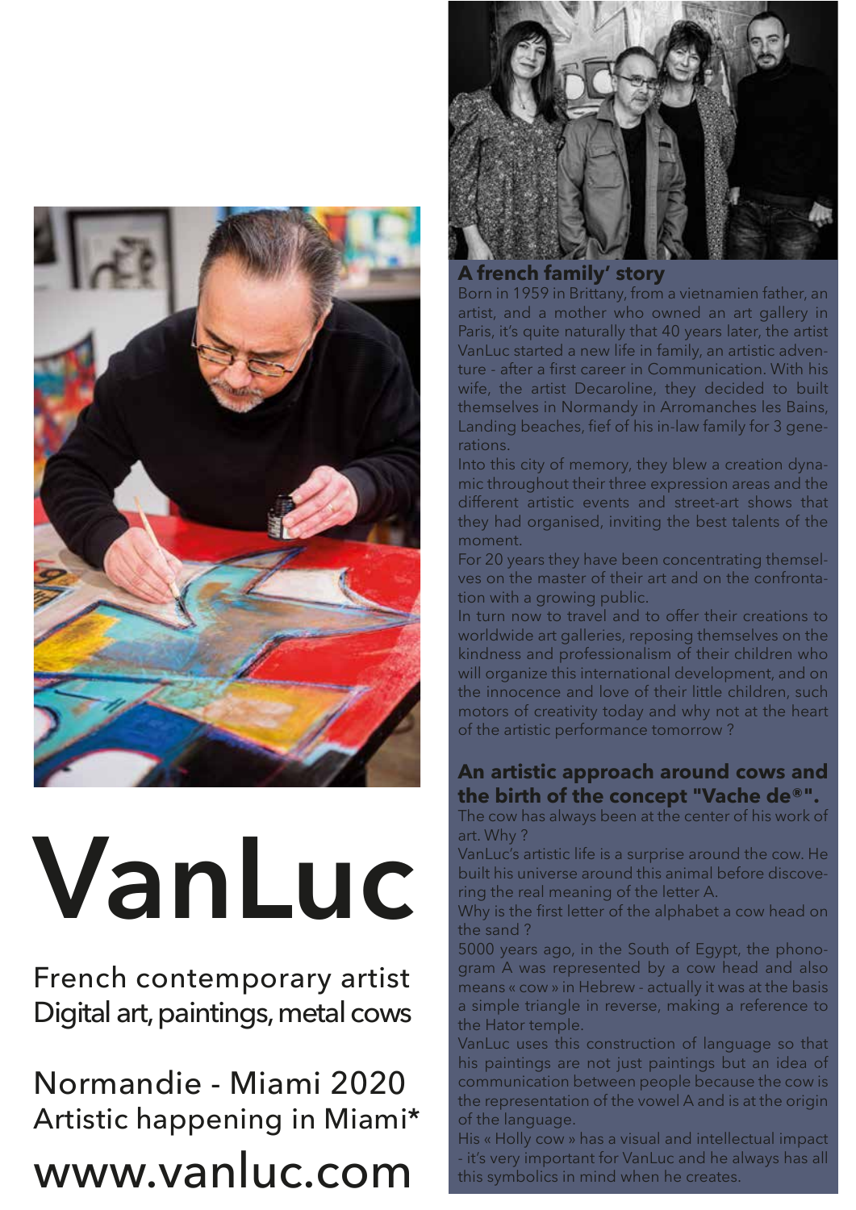# VanLuc

French contemporary artist
Digital art, paintings, metal cows

Normandie - Miami 2020
Artistic happening in Miami*

www.vanluc.com

## A french family' story

Born in 1959 in Brittany, from a vietnamien father, an artist, and a mother who owned an art gallery in Paris, it's quite naturally that 40 years later, the artist VanLuc started a new life in family, an artistic adventure - after a first career in Communication. With his wife, the artist Decaroline, they decided to built themselves in Normandy in Arromanches les Bains, Landing beaches, fief of his in-law family for 3 generations.

Into this city of memory, they blew a creation dynamic throughout their three expression areas and the different artistic events and street-art shows that they had organised, inviting the best talents of the moment.

For 20 years they have been concentrating themselves on the master of their art and on the confrontation with a growing public.

In turn now to travel and to offer their creations to worldwide art galleries, reposing themselves on the kindness and professionalism of their children who will organize this international development, and on the innocence and love of their little children, such motors of creativity today and why not at the heart of the artistic performance tomorrow ?

## An artistic approach around cows and the birth of the concept "Vache de®".

The cow has always been at the center of his work of art. Why ?

VanLuc's artistic life is a surprise around the cow. He built his universe around this animal before discovering the real meaning of the letter A.

Why is the first letter of the alphabet a cow head on the sand ?

5000 years ago, in the South of Egypt, the phonogram A was represented by a cow head and also means « cow » in Hebrew - actually it was at the basis a simple triangle in reverse, making a reference to the Hator temple.

VanLuc uses this construction of language so that his paintings are not just paintings but an idea of communication between people because the cow is the representation of the vowel A and is at the origin of the language.

His « Holly cow » has a visual and intellectual impact - it's very important for VanLuc and he always has all this symbolics in mind when he creates.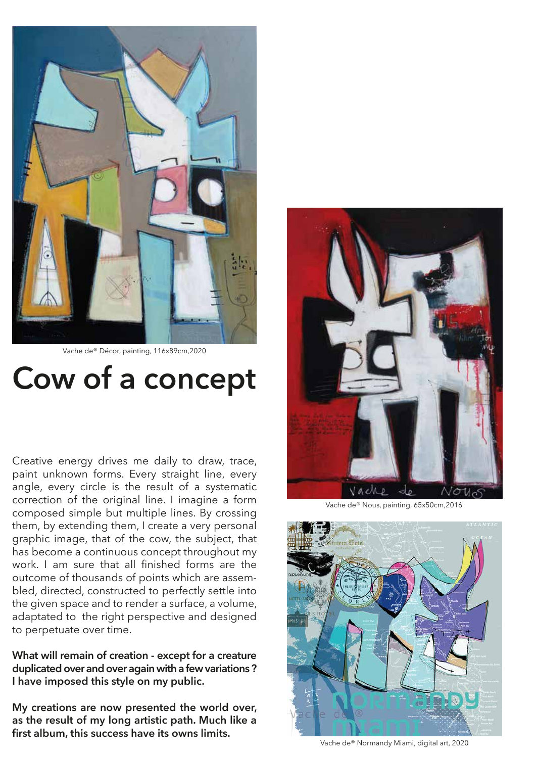Vache de® Décor, painting, 116x89cm,2020

# Cow of a concept

Creative energy drives me daily to draw, trace, paint unknown forms. Every straight line, every angle, every circle is the result of a systematic correction of the original line. I imagine a form composed simple but multiple lines. By crossing them, by extending them, I create a very personal graphic image, that of the cow, the subject, that has become a continuous concept throughout my work. I am sure that all finished forms are the outcome of thousands of points which are assembled, directed, constructed to perfectly settle into the given space and to render a surface, a volume, adaptated to the right perspective and designed to perpetuate over time.

**What will remain of creation - except for a creature duplicated over and over again with a few variations ? I have imposed this style on my public.**

**My creations are now presented the world over, as the result of my long artistic path. Much like a first album, this success have its owns limits.**

Vache de® Nous, painting, 65x50cm,2016

Vache de® Normandy Miami, digital art, 2020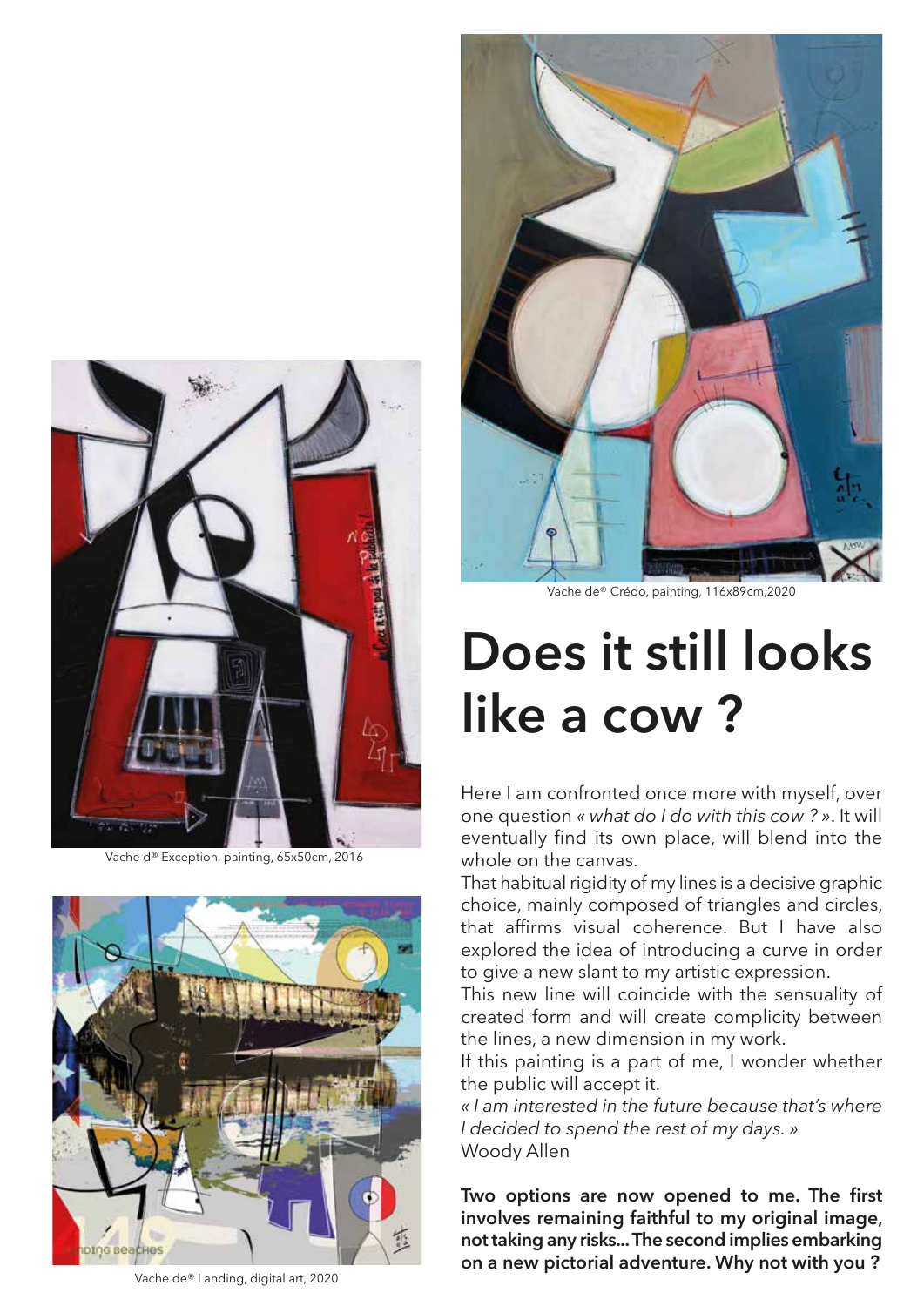Vache de® Crédo, painting, 116x89cm,2020

Vache d® Exception, painting, 65x50cm, 2016

Vache de® Landing, digital art, 2020

# Does it still looks like a cow ?

Here I am confronted once more with myself, over one question *« what do I do with this cow ? »*. It will eventually find its own place, will blend into the whole on the canvas.

That habitual rigidity of my lines is a decisive graphic choice, mainly composed of triangles and circles, that affirms visual coherence. But I have also explored the idea of introducing a curve in order to give a new slant to my artistic expression.

This new line will coincide with the sensuality of created form and will create complicity between the lines, a new dimension in my work.

If this painting is a part of me, I wonder whether the public will accept it.

*« I am interested in the future because that's where I decided to spend the rest of my days. »*
Woody Allen

**Two options are now opened to me. The first involves remaining faithful to my original image, not taking any risks... The second implies embarking on a new pictorial adventure. Why not with you ?**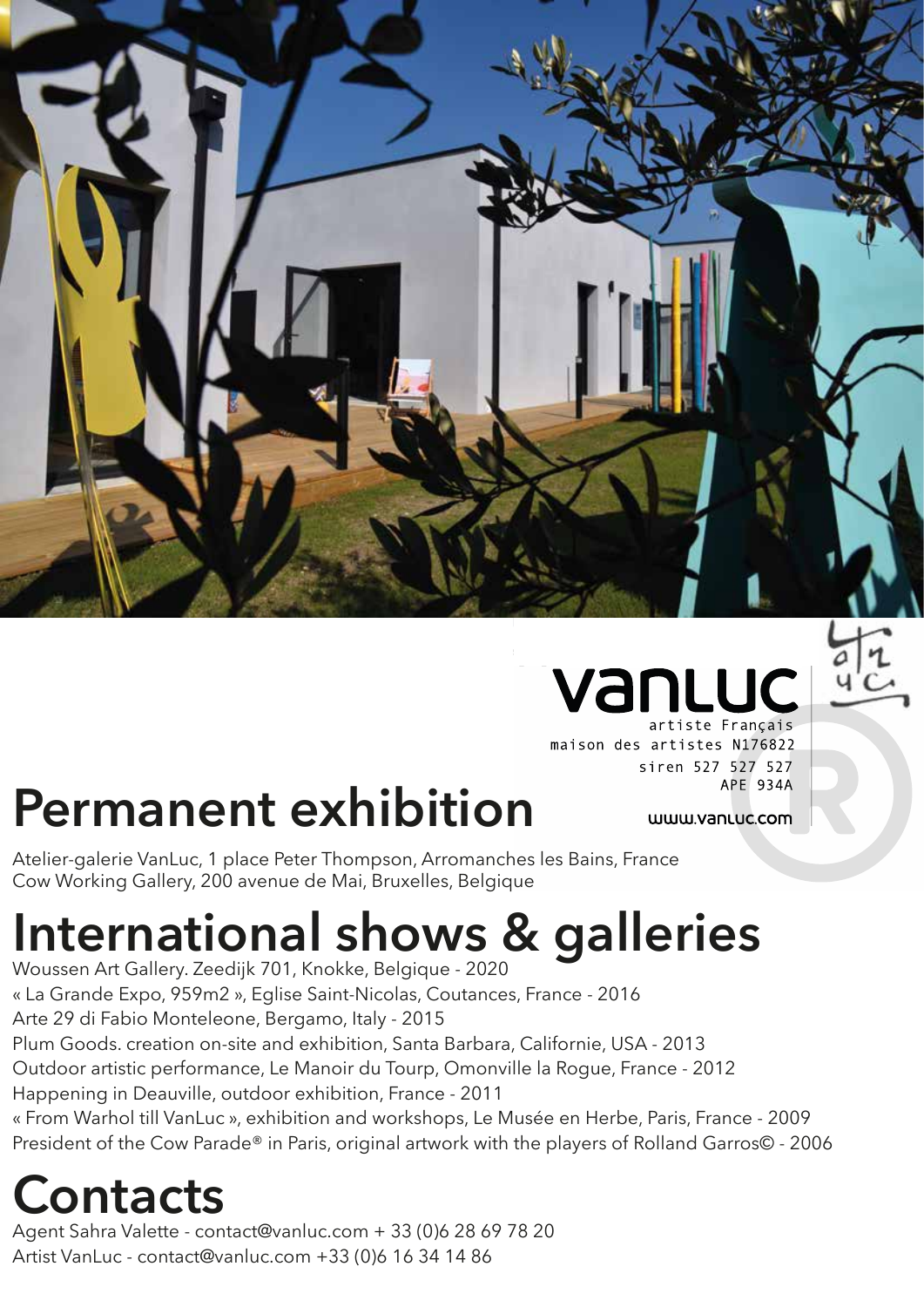vanluc

artiste Français
maison des artistes N176822
siren 527 527 527
APE 934A

www.vanluc.com

# Permanent exhibition

Atelier-galerie VanLuc, 1 place Peter Thompson, Arromanches les Bains, France
Cow Working Gallery, 200 avenue de Mai, Bruxelles, Belgique

# International shows & galleries

Woussen Art Gallery. Zeedijk 701, Knokke, Belgique - 2020
« La Grande Expo, 959m2 », Eglise Saint-Nicolas, Coutances, France - 2016
Arte 29 di Fabio Monteleone, Bergamo, Italy - 2015
Plum Goods. creation on-site and exhibition, Santa Barbara, Californie, USA - 2013
Outdoor artistic performance, Le Manoir du Tourp, Omonville la Rogue, France - 2012
Happening in Deauville, outdoor exhibition, France - 2011
« From Warhol till VanLuc », exhibition and workshops, Le Musée en Herbe, Paris, France - 2009
President of the Cow Parade® in Paris, original artwork with the players of Rolland Garros© - 2006

# Contacts

Agent Sahra Valette - contact@vanluc.com + 33 (0)6 28 69 78 20
Artist VanLuc - contact@vanluc.com +33 (0)6 16 34 14 86